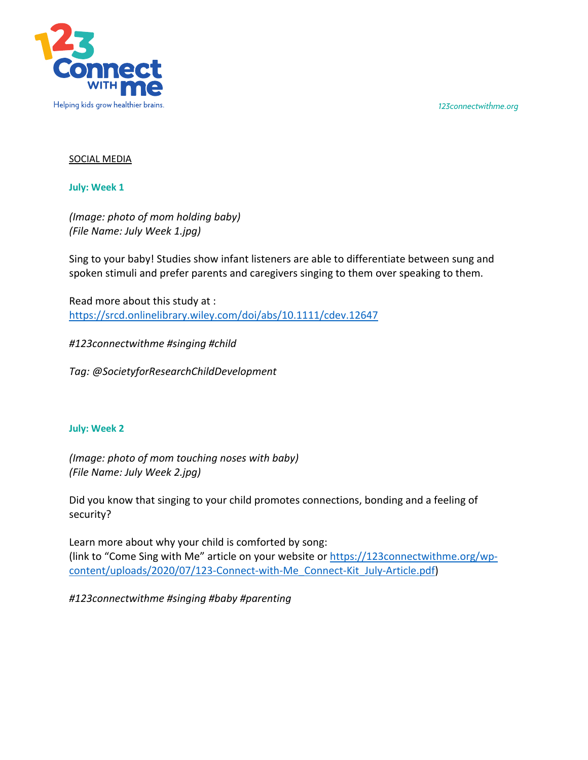123 Connect with me

Helping kids grow healthier brains.

123connectwithme.org

SOCIAL MEDIA

**July: Week 1**

*(Image: photo of mom holding baby)*
*(File Name: July Week 1.jpg)*

Sing to your baby! Studies show infant listeners are able to differentiate between sung and spoken stimuli and prefer parents and caregivers singing to them over speaking to them.

Read more about this study at :
https://srcd.onlinelibrary.wiley.com/doi/abs/10.1111/cdev.12647

*#123connectwithme #singing #child*

*Tag: @SocietyforResearchChildDevelopment*

**July: Week 2**

*(Image: photo of mom touching noses with baby)*
*(File Name: July Week 2.jpg)*

Did you know that singing to your child promotes connections, bonding and a feeling of security?

Learn more about why your child is comforted by song:
(link to "Come Sing with Me" article on your website or https://123connectwithme.org/wp-content/uploads/2020/07/123-Connect-with-Me_Connect-Kit_July-Article.pdf)

*#123connectwithme #singing #baby #parenting*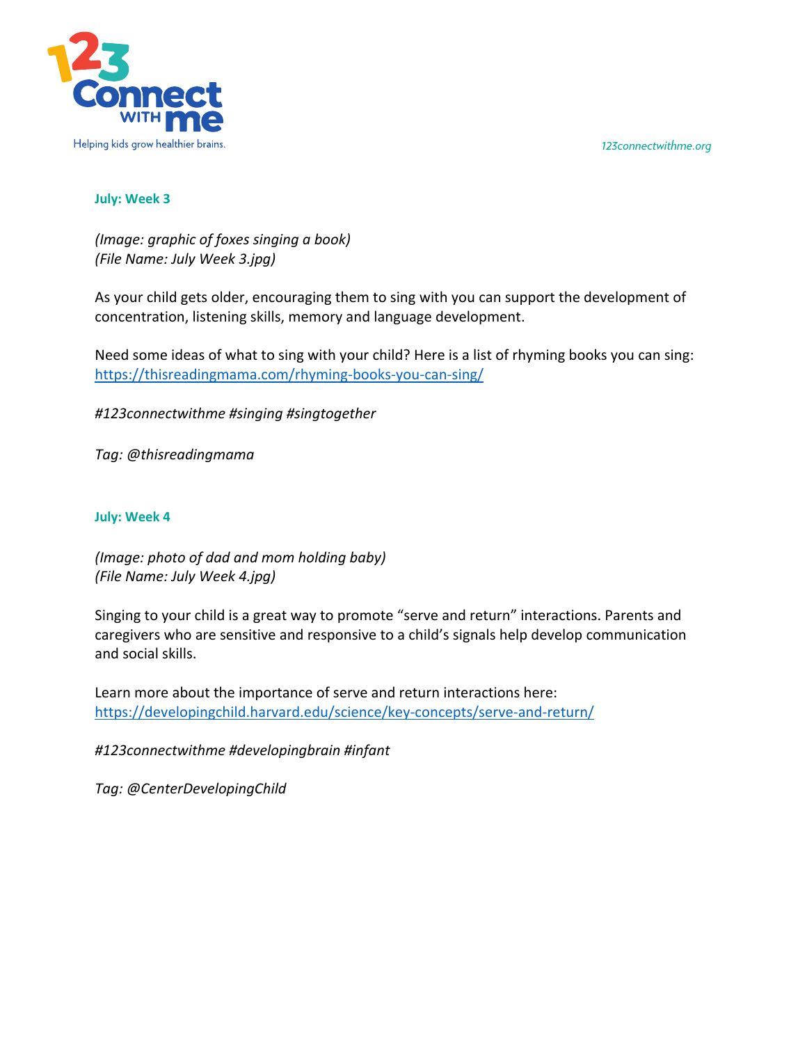**July: Week 3**

*(Image: graphic of foxes singing a book)*
*(File Name: July Week 3.jpg)*

As your child gets older, encouraging them to sing with you can support the development of concentration, listening skills, memory and language development.

Need some ideas of what to sing with your child? Here is a list of rhyming books you can sing: https://thisreadingmama.com/rhyming-books-you-can-sing/

*#123connectwithme #singing #singtogether*

*Tag: @thisreadingmama*

**July: Week 4**

*(Image: photo of dad and mom holding baby)*
*(File Name: July Week 4.jpg)*

Singing to your child is a great way to promote "serve and return" interactions. Parents and caregivers who are sensitive and responsive to a child's signals help develop communication and social skills.

Learn more about the importance of serve and return interactions here: https://developingchild.harvard.edu/science/key-concepts/serve-and-return/

*#123connectwithme #developingbrain #infant*

*Tag: @CenterDevelopingChild*